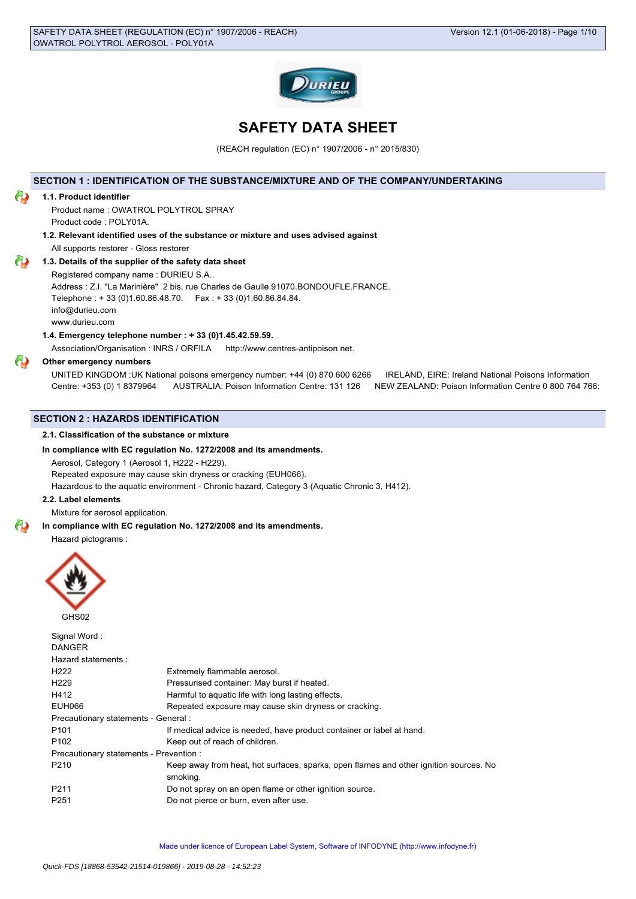# SAFETY DATA SHEET

(REACH regulation (EC) n° 1907/2006 - n° 2015/830)

## SECTION 1 : IDENTIFICATION OF THE SUBSTANCE/MIXTURE AND OF THE COMPANY/UNDERTAKING

### 1.1. Product identifier

Product name : OWATROL POLYTROL SPRAY

Product code : POLY01A.

### 1.2. Relevant identified uses of the substance or mixture and uses advised against

All supports restorer - Gloss restorer

### 1.3. Details of the supplier of the safety data sheet

Registered company name : DURIEU S.A..

Address : Z.I. "La Marinière" 2 bis, rue Charles de Gaulle.91070.BONDOUFLE.FRANCE.

Telephone : + 33 (0)1.60.86.48.70. Fax : + 33 (0)1.60.86.84.84.

info@durieu.com

www.durieu.com

### 1.4. Emergency telephone number : + 33 (0)1.45.42.59.59.

Association/Organisation : INRS / ORFILA http://www.centres-antipoison.net.

### Other emergency numbers

UNITED KINGDOM :UK National poisons emergency number: +44 (0) 870 600 6266 IRELAND, EIRE: Ireland National Poisons Information Centre: +353 (0) 1 8379964 AUSTRALIA: Poison Information Centre: 131 126 NEW ZEALAND: Poison Information Centre 0 800 764 766:

## SECTION 2 : HAZARDS IDENTIFICATION

### 2.1. Classification of the substance or mixture

**In compliance with EC regulation No. 1272/2008 and its amendments.**

Aerosol, Category 1 (Aerosol 1, H222 - H229).

Repeated exposure may cause skin dryness or cracking (EUH066).

Hazardous to the aquatic environment - Chronic hazard, Category 3 (Aquatic Chronic 3, H412).

### 2.2. Label elements

Mixture for aerosol application.

**In compliance with EC regulation No. 1272/2008 and its amendments.**

Hazard pictograms :

GHS02

Signal Word :

DANGER

Hazard statements :

| | |
|---|---|
| H222 | Extremely flammable aerosol. |
| H229 | Pressurised container: May burst if heated. |
| H412 | Harmful to aquatic life with long lasting effects. |
| EUH066 | Repeated exposure may cause skin dryness or cracking. |

Precautionary statements - General :

| | |
|---|---|
| P101 | If medical advice is needed, have product container or label at hand. |
| P102 | Keep out of reach of children. |

Precautionary statements - Prevention :

| | |
|---|---|
| P210 | Keep away from heat, hot surfaces, sparks, open flames and other ignition sources. No smoking. |
| P211 | Do not spray on an open flame or other ignition source. |
| P251 | Do not pierce or burn, even after use. |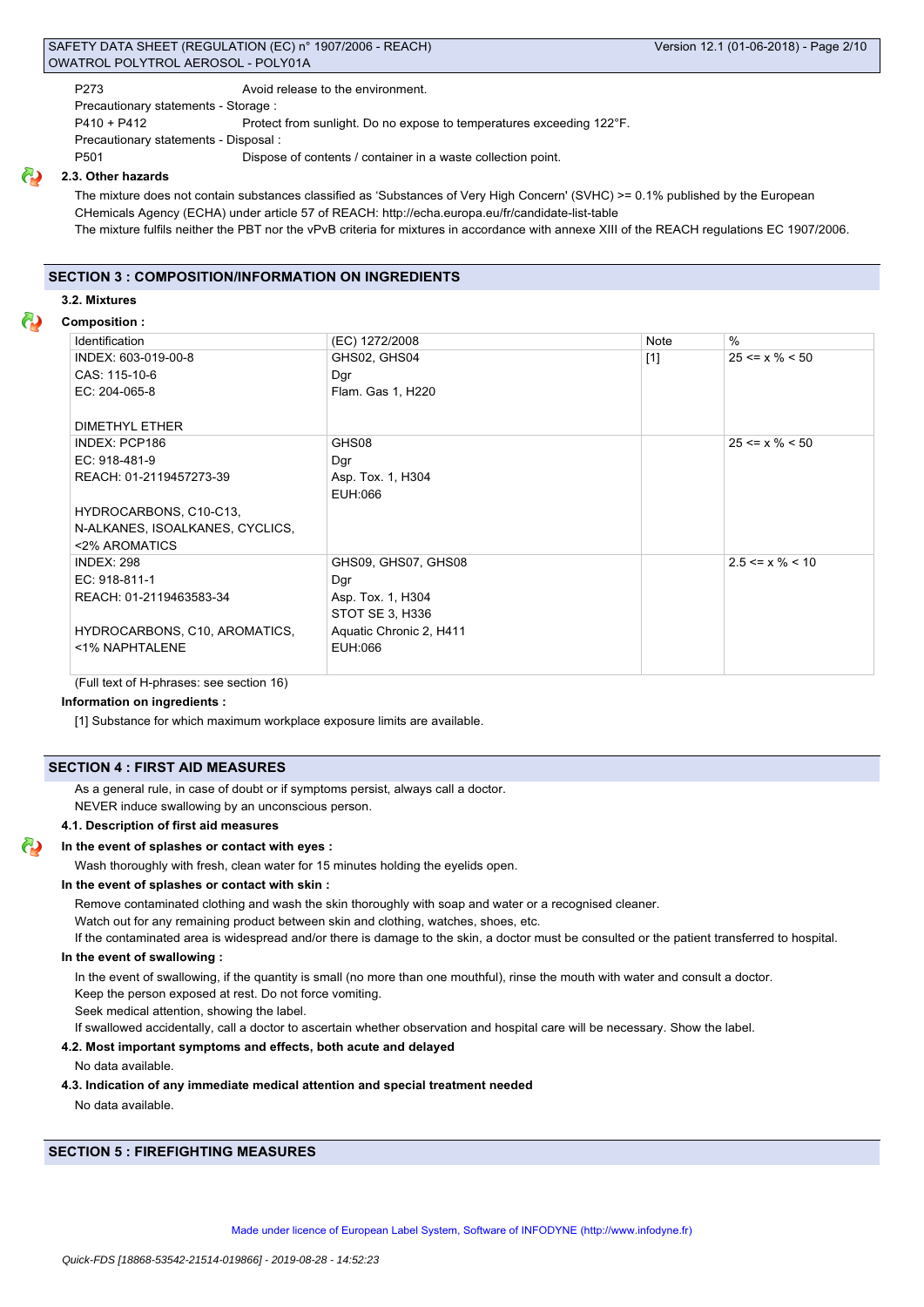| | |
|---|---|
| P273 | Avoid release to the environment. |

Precautionary statements - Storage :

| | |
|---|---|
| P410 + P412 | Protect from sunlight. Do no expose to temperatures exceeding 122°F. |

Precautionary statements - Disposal :

| | |
|---|---|
| P501 | Dispose of contents / container in a waste collection point. |

### 2.3. Other hazards

The mixture does not contain substances classified as 'Substances of Very High Concern' (SVHC) >= 0.1% published by the European CHemicals Agency (ECHA) under article 57 of REACH: http://echa.europa.eu/fr/candidate-list-table

The mixture fulfils neither the PBT nor the vPvB criteria for mixtures in accordance with annexe XIII of the REACH regulations EC 1907/2006.

## SECTION 3 : COMPOSITION/INFORMATION ON INGREDIENTS

### 3.2. Mixtures

**Composition :**

| Identification | (EC) 1272/2008 | Note | % |
|---|---|---|---|
| INDEX: 603-019-00-8<br>CAS: 115-10-6<br>EC: 204-065-8<br><br>DIMETHYL ETHER | GHS02, GHS04<br>Dgr<br>Flam. Gas 1, H220 | [1] | 25 <= x % < 50 |
| INDEX: PCP186<br>EC: 918-481-9<br>REACH: 01-2119457273-39<br><br>HYDROCARBONS, C10-C13, N-ALKANES, ISOALKANES, CYCLICS, <2% AROMATICS | GHS08<br>Dgr<br>Asp. Tox. 1, H304<br>EUH:066 | | 25 <= x % < 50 |
| INDEX: 298<br>EC: 918-811-1<br>REACH: 01-2119463583-34<br><br>HYDROCARBONS, C10, AROMATICS, <1% NAPHTALENE | GHS09, GHS07, GHS08<br>Dgr<br>Asp. Tox. 1, H304<br>STOT SE 3, H336<br>Aquatic Chronic 2, H411<br>EUH:066 | | 2.5 <= x % < 10 |

(Full text of H-phrases: see section 16)

**Information on ingredients :**

[1] Substance for which maximum workplace exposure limits are available.

## SECTION 4 : FIRST AID MEASURES

As a general rule, in case of doubt or if symptoms persist, always call a doctor.

NEVER induce swallowing by an unconscious person.

### 4.1. Description of first aid measures

**In the event of splashes or contact with eyes :**

Wash thoroughly with fresh, clean water for 15 minutes holding the eyelids open.

**In the event of splashes or contact with skin :**

Remove contaminated clothing and wash the skin thoroughly with soap and water or a recognised cleaner.

Watch out for any remaining product between skin and clothing, watches, shoes, etc.

If the contaminated area is widespread and/or there is damage to the skin, a doctor must be consulted or the patient transferred to hospital.

**In the event of swallowing :**

In the event of swallowing, if the quantity is small (no more than one mouthful), rinse the mouth with water and consult a doctor.

Keep the person exposed at rest. Do not force vomiting.

Seek medical attention, showing the label.

If swallowed accidentally, call a doctor to ascertain whether observation and hospital care will be necessary. Show the label.

### 4.2. Most important symptoms and effects, both acute and delayed

No data available.

### 4.3. Indication of any immediate medical attention and special treatment needed

No data available.

## SECTION 5 : FIREFIGHTING MEASURES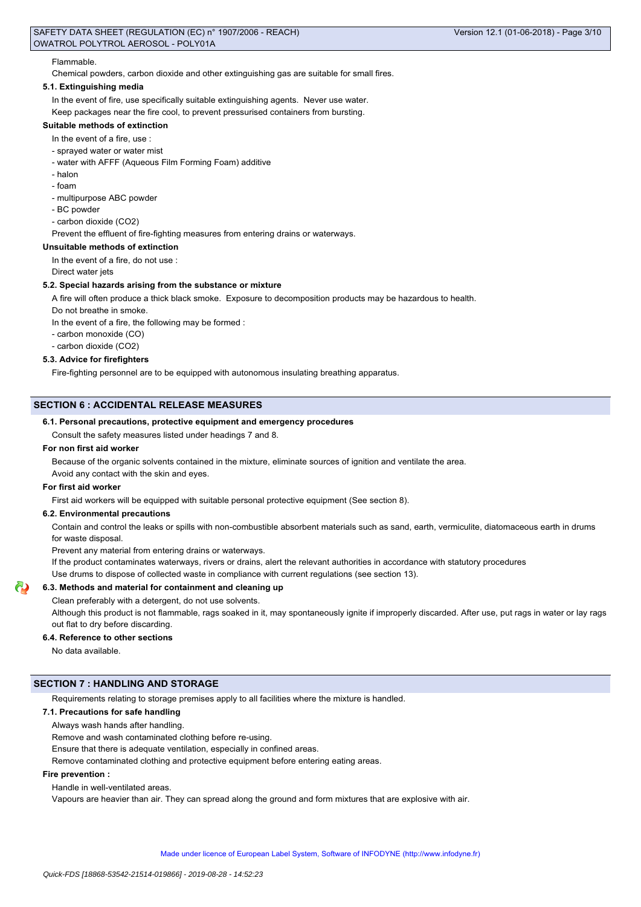Flammable.

Chemical powders, carbon dioxide and other extinguishing gas are suitable for small fires.

#### 5.1. Extinguishing media

In the event of fire, use specifically suitable extinguishing agents. Never use water.

Keep packages near the fire cool, to prevent pressurised containers from bursting.

#### Suitable methods of extinction

In the event of a fire, use :

- sprayed water or water mist
- water with AFFF (Aqueous Film Forming Foam) additive
- halon
- foam
- multipurpose ABC powder
- BC powder
- carbon dioxide ($CO_2$)

Prevent the effluent of fire-fighting measures from entering drains or waterways.

#### Unsuitable methods of extinction

In the event of a fire, do not use :

Direct water jets

#### 5.2. Special hazards arising from the substance or mixture

A fire will often produce a thick black smoke. Exposure to decomposition products may be hazardous to health.

Do not breathe in smoke.

In the event of a fire, the following may be formed :

- carbon monoxide (CO)
- carbon dioxide ($CO_2$)

#### 5.3. Advice for firefighters

Fire-fighting personnel are to be equipped with autonomous insulating breathing apparatus.

## SECTION 6 : ACCIDENTAL RELEASE MEASURES

#### 6.1. Personal precautions, protective equipment and emergency procedures

Consult the safety measures listed under headings 7 and 8.

#### For non first aid worker

Because of the organic solvents contained in the mixture, eliminate sources of ignition and ventilate the area.

Avoid any contact with the skin and eyes.

#### For first aid worker

First aid workers will be equipped with suitable personal protective equipment (See section 8).

#### 6.2. Environmental precautions

Contain and control the leaks or spills with non-combustible absorbent materials such as sand, earth, vermiculite, diatomaceous earth in drums for waste disposal.

Prevent any material from entering drains or waterways.

If the product contaminates waterways, rivers or drains, alert the relevant authorities in accordance with statutory procedures

Use drums to dispose of collected waste in compliance with current regulations (see section 13).

#### 6.3. Methods and material for containment and cleaning up

Clean preferably with a detergent, do not use solvents.

Although this product is not flammable, rags soaked in it, may spontaneously ignite if improperly discarded. After use, put rags in water or lay rags out flat to dry before discarding.

#### 6.4. Reference to other sections

No data available.

## SECTION 7 : HANDLING AND STORAGE

Requirements relating to storage premises apply to all facilities where the mixture is handled.

#### 7.1. Precautions for safe handling

Always wash hands after handling.

Remove and wash contaminated clothing before re-using.

Ensure that there is adequate ventilation, especially in confined areas.

Remove contaminated clothing and protective equipment before entering eating areas.

#### Fire prevention :

Handle in well-ventilated areas.

Vapours are heavier than air. They can spread along the ground and form mixtures that are explosive with air.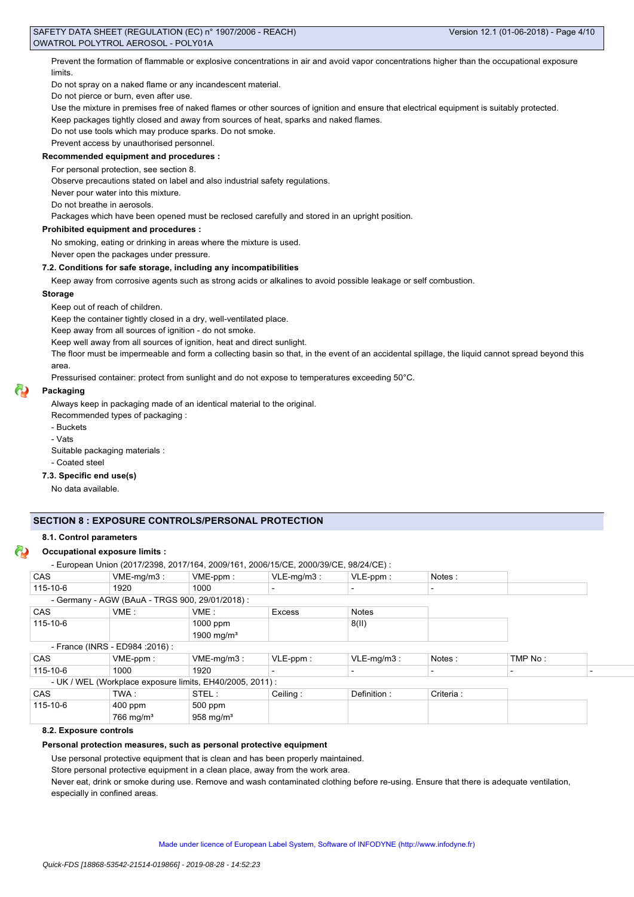Prevent the formation of flammable or explosive concentrations in air and avoid vapor concentrations higher than the occupational exposure limits.

Do not spray on a naked flame or any incandescent material.

Do not pierce or burn, even after use.

Use the mixture in premises free of naked flames or other sources of ignition and ensure that electrical equipment is suitably protected.

Keep packages tightly closed and away from sources of heat, sparks and naked flames.

Do not use tools which may produce sparks. Do not smoke.

Prevent access by unauthorised personnel.

**Recommended equipment and procedures :**

For personal protection, see section 8.

Observe precautions stated on label and also industrial safety regulations.

Never pour water into this mixture.

Do not breathe in aerosols.

Packages which have been opened must be reclosed carefully and stored in an upright position.

**Prohibited equipment and procedures :**

No smoking, eating or drinking in areas where the mixture is used.

Never open the packages under pressure.

**7.2. Conditions for safe storage, including any incompatibilities**

Keep away from corrosive agents such as strong acids or alkalines to avoid possible leakage or self combustion.

**Storage**

Keep out of reach of children.

Keep the container tightly closed in a dry, well-ventilated place.

Keep away from all sources of ignition - do not smoke.

Keep well away from all sources of ignition, heat and direct sunlight.

The floor must be impermeable and form a collecting basin so that, in the event of an accidental spillage, the liquid cannot spread beyond this area.

Pressurised container: protect from sunlight and do not expose to temperatures exceeding 50°C.

**Packaging**

Always keep in packaging made of an identical material to the original.

Recommended types of packaging :

- Buckets
- Vats

Suitable packaging materials :

- Coated steel

**7.3. Specific end use(s)**

No data available.

## SECTION 8 : EXPOSURE CONTROLS/PERSONAL PROTECTION

**8.1. Control parameters**

**Occupational exposure limits :**

- European Union (2017/2398, 2017/164, 2009/161, 2006/15/CE, 2000/39/CE, 98/24/CE) :

| CAS | VME-mg/m3 : | VME-ppm : | VLE-mg/m3 : | VLE-ppm : | Notes : |
|---|---|---|---|---|---|
| 115-10-6 | 1920 | 1000 | - | - | - |

- Germany - AGW (BAuA - TRGS 900, 29/01/2018) :

| CAS | VME : | VME : | Excess | Notes |
|---|---|---|---|---|
| 115-10-6 | | 1000 ppm<br>1900 mg/m³ | | 8(II) |

- France (INRS - ED984 :2016) :

| CAS | VME-ppm : | VME-mg/m3 : | VLE-ppm : | VLE-mg/m3 : | Notes : | TMP No : |
|---|---|---|---|---|---|---|
| 115-10-6 | 1000 | 1920 | - | - | - | - |

- UK / WEL (Workplace exposure limits, EH40/2005, 2011) :

| CAS | TWA : | STEL : | Ceiling : | Definition : | Criteria : |
|---|---|---|---|---|---|
| 115-10-6 | 400 ppm<br>766 mg/m³ | 500 ppm<br>958 mg/m³ | | | |

**8.2. Exposure controls**

**Personal protection measures, such as personal protective equipment**

Use personal protective equipment that is clean and has been properly maintained.

Store personal protective equipment in a clean place, away from the work area.

Never eat, drink or smoke during use. Remove and wash contaminated clothing before re-using. Ensure that there is adequate ventilation, especially in confined areas.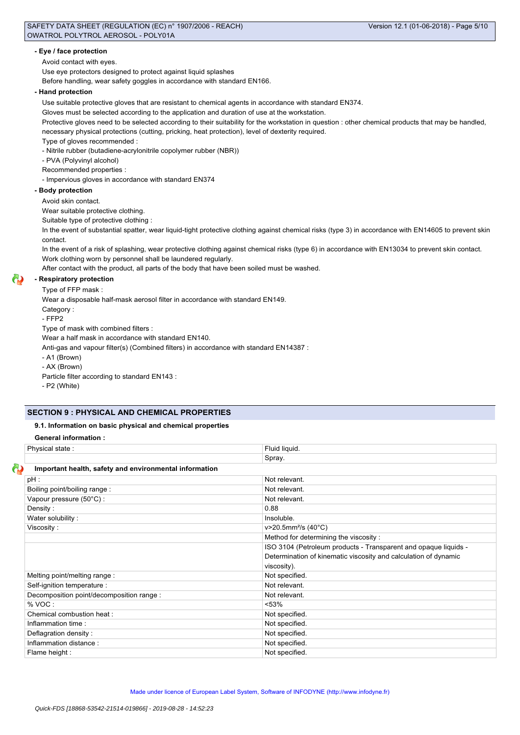**- Eye / face protection**

Avoid contact with eyes.

Use eye protectors designed to protect against liquid splashes

Before handling, wear safety goggles in accordance with standard EN166.

**- Hand protection**

Use suitable protective gloves that are resistant to chemical agents in accordance with standard EN374.

Gloves must be selected according to the application and duration of use at the workstation.

Protective gloves need to be selected according to their suitability for the workstation in question : other chemical products that may be handled, necessary physical protections (cutting, pricking, heat protection), level of dexterity required.

Type of gloves recommended :

- Nitrile rubber (butadiene-acrylonitrile copolymer rubber (NBR))
- PVA (Polyvinyl alcohol)

Recommended properties :

- Impervious gloves in accordance with standard EN374

**- Body protection**

Avoid skin contact.

Wear suitable protective clothing.

Suitable type of protective clothing :

In the event of substantial spatter, wear liquid-tight protective clothing against chemical risks (type 3) in accordance with EN14605 to prevent skin contact.

In the event of a risk of splashing, wear protective clothing against chemical risks (type 6) in accordance with EN13034 to prevent skin contact.

Work clothing worn by personnel shall be laundered regularly.

After contact with the product, all parts of the body that have been soiled must be washed.

**- Respiratory protection**

Type of FFP mask :

Wear a disposable half-mask aerosol filter in accordance with standard EN149.

Category :

- FFP2

Type of mask with combined filters :

Wear a half mask in accordance with standard EN140.

Anti-gas and vapour filter(s) (Combined filters) in accordance with standard EN14387 :

- A1 (Brown)
- AX (Brown)

Particle filter according to standard EN143 :

- P2 (White)

## SECTION 9 : PHYSICAL AND CHEMICAL PROPERTIES

### 9.1. Information on basic physical and chemical properties

**General information :**

| Physical state : | Fluid liquid. |
|---|---|
| | Spray. |

**Important health, safety and environmental information**

| pH : | Not relevant. |
|---|---|
| Boiling point/boiling range : | Not relevant. |
| Vapour pressure (50°C) : | Not relevant. |
| Density : | 0.88 |
| Water solubility : | Insoluble. |
| Viscosity : | v>20.5mm²/s (40°C) |
| | Method for determining the viscosity : |
| | ISO 3104 (Petroleum products - Transparent and opaque liquids - Determination of kinematic viscosity and calculation of dynamic viscosity). |
| Melting point/melting range : | Not specified. |
| Self-ignition temperature : | Not relevant. |
| Decomposition point/decomposition range : | Not relevant. |
| % VOC : | <53% |
| Chemical combustion heat : | Not specified. |
| Inflammation time : | Not specified. |
| Deflagration density : | Not specified. |
| Inflammation distance : | Not specified. |
| Flame height : | Not specified. |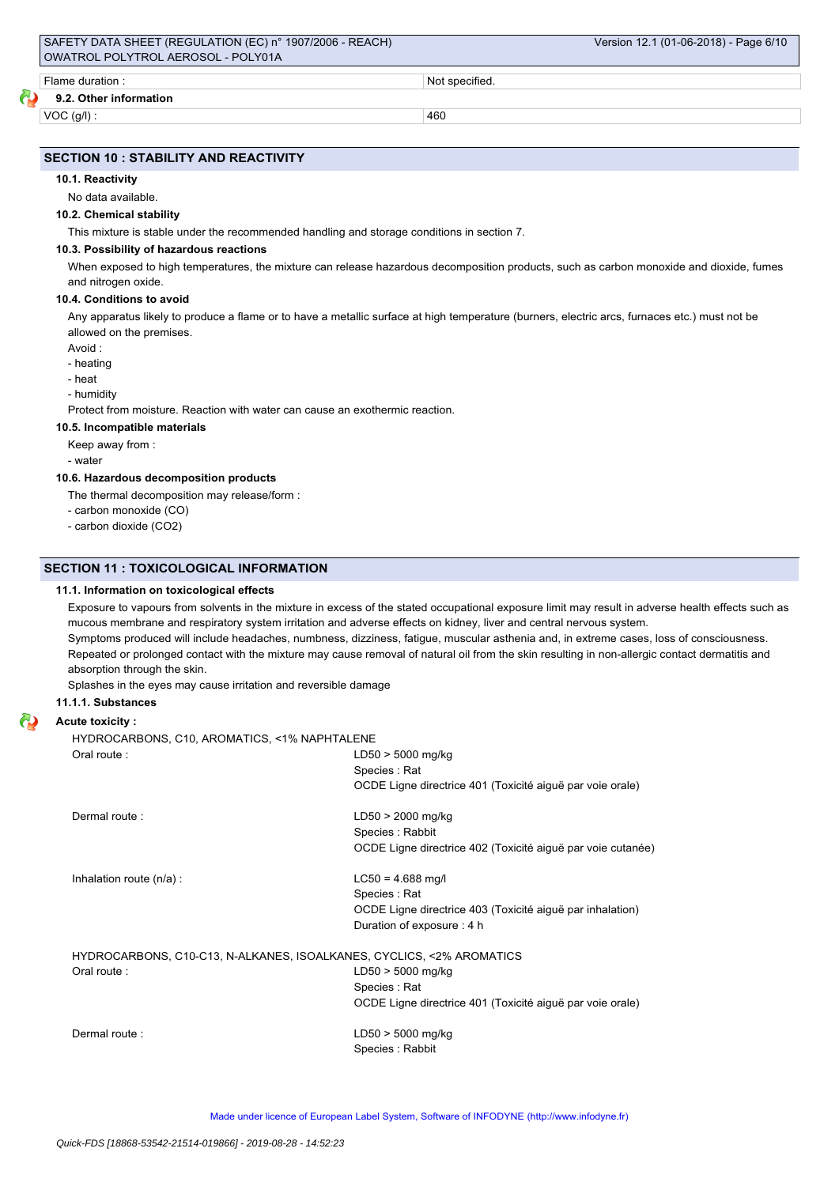| | |
|---|---|
| Flame duration : | Not specified. |

### 9.2. Other information

| | |
|---|---|
| VOC (g/l) : | 460 |

## SECTION 10 : STABILITY AND REACTIVITY

### 10.1. Reactivity

No data available.

### 10.2. Chemical stability

This mixture is stable under the recommended handling and storage conditions in section 7.

### 10.3. Possibility of hazardous reactions

When exposed to high temperatures, the mixture can release hazardous decomposition products, such as carbon monoxide and dioxide, fumes and nitrogen oxide.

### 10.4. Conditions to avoid

Any apparatus likely to produce a flame or to have a metallic surface at high temperature (burners, electric arcs, furnaces etc.) must not be allowed on the premises.

Avoid :

- heating
- heat
- humidity

Protect from moisture. Reaction with water can cause an exothermic reaction.

### 10.5. Incompatible materials

Keep away from :

- water

### 10.6. Hazardous decomposition products

The thermal decomposition may release/form :

- carbon monoxide (CO)
- carbon dioxide ($CO_2$)

## SECTION 11 : TOXICOLOGICAL INFORMATION

### 11.1. Information on toxicological effects

Exposure to vapours from solvents in the mixture in excess of the stated occupational exposure limit may result in adverse health effects such as mucous membrane and respiratory system irritation and adverse effects on kidney, liver and central nervous system.

Symptoms produced will include headaches, numbness, dizziness, fatigue, muscular asthenia and, in extreme cases, loss of consciousness.

Repeated or prolonged contact with the mixture may cause removal of natural oil from the skin resulting in non-allergic contact dermatitis and absorption through the skin.

Splashes in the eyes may cause irritation and reversible damage

#### 11.1.1. Substances

**Acute toxicity :**

HYDROCARBONS, C10, AROMATICS, <1% NAPHTALENE

| | |
|---|---|
| Oral route : | LD50 > 5000 mg/kg<br>Species : Rat<br>OCDE Ligne directrice 401 (Toxicité aiguë par voie orale) |
| Dermal route : | LD50 > 2000 mg/kg<br>Species : Rabbit<br>OCDE Ligne directrice 402 (Toxicité aiguë par voie cutanée) |
| Inhalation route (n/a) : | LC50 = 4.688 mg/l<br>Species : Rat<br>OCDE Ligne directrice 403 (Toxicité aiguë par inhalation)<br>Duration of exposure : 4 h |

HYDROCARBONS, C10-C13, N-ALKANES, ISOALKANES, CYCLICS, <2% AROMATICS

| | |
|---|---|
| Oral route : | LD50 > 5000 mg/kg<br>Species : Rat<br>OCDE Ligne directrice 401 (Toxicité aiguë par voie orale) |
| Dermal route : | LD50 > 5000 mg/kg<br>Species : Rabbit |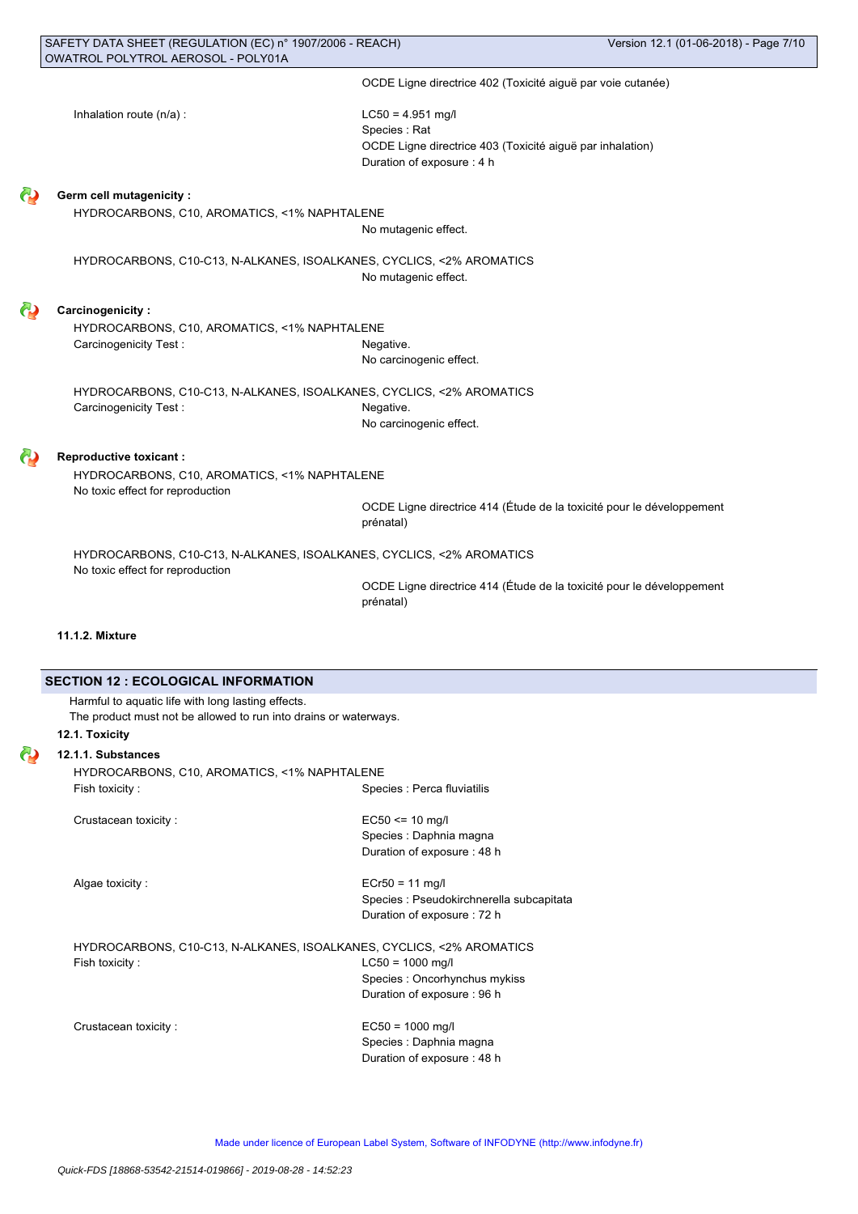OCDE Ligne directrice 402 (Toxicité aiguë par voie cutanée)

Inhalation route (n/a) :

LC50 = 4.951 mg/l
Species : Rat
OCDE Ligne directrice 403 (Toxicité aiguë par inhalation)
Duration of exposure : 4 h

**Germ cell mutagenicity :**

HYDROCARBONS, C10, AROMATICS, <1% NAPHTALENE

No mutagenic effect.

HYDROCARBONS, C10-C13, N-ALKANES, ISOALKANES, CYCLICS, <2% AROMATICS

No mutagenic effect.

**Carcinogenicity :**

HYDROCARBONS, C10, AROMATICS, <1% NAPHTALENE

Carcinogenicity Test : Negative.
No carcinogenic effect.

HYDROCARBONS, C10-C13, N-ALKANES, ISOALKANES, CYCLICS, <2% AROMATICS

Carcinogenicity Test : Negative.
No carcinogenic effect.

**Reproductive toxicant :**

HYDROCARBONS, C10, AROMATICS, <1% NAPHTALENE

No toxic effect for reproduction

OCDE Ligne directrice 414 (Étude de la toxicité pour le développement prénatal)

HYDROCARBONS, C10-C13, N-ALKANES, ISOALKANES, CYCLICS, <2% AROMATICS

No toxic effect for reproduction

OCDE Ligne directrice 414 (Étude de la toxicité pour le développement prénatal)

**11.1.2. Mixture**

## SECTION 12 : ECOLOGICAL INFORMATION

Harmful to aquatic life with long lasting effects.
The product must not be allowed to run into drains or waterways.

**12.1. Toxicity**

**12.1.1. Substances**

HYDROCARBONS, C10, AROMATICS, <1% NAPHTALENE

Fish toxicity : Species : Perca fluviatilis

Crustacean toxicity :

EC50 <= 10 mg/l
Species : Daphnia magna
Duration of exposure : 48 h

Algae toxicity :

ECr50 = 11 mg/l
Species : Pseudokirchnerella subcapitata
Duration of exposure : 72 h

HYDROCARBONS, C10-C13, N-ALKANES, ISOALKANES, CYCLICS, <2% AROMATICS

Fish toxicity :

LC50 = 1000 mg/l
Species : Oncorhynchus mykiss
Duration of exposure : 96 h

Crustacean toxicity :

EC50 = 1000 mg/l
Species : Daphnia magna
Duration of exposure : 48 h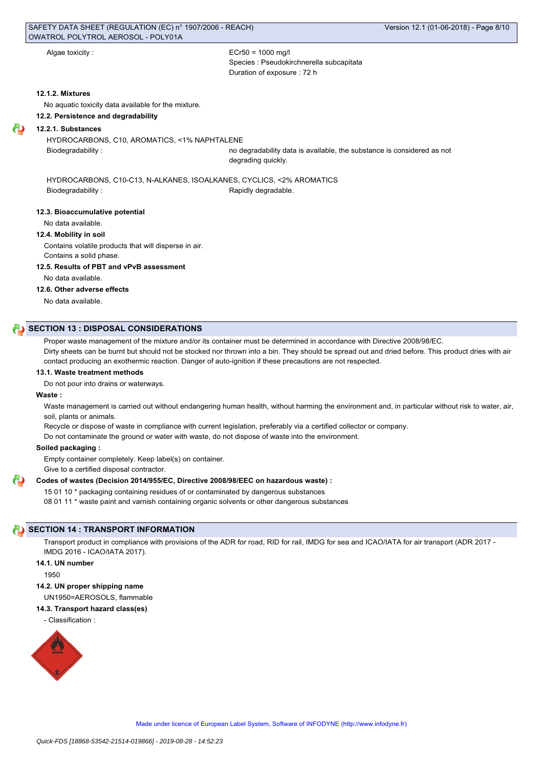Algae toxicity : ECr50 = 1000 mg/l
Species : Pseudokirchnerella subcapitata
Duration of exposure : 72 h

#### 12.1.2. Mixtures

No aquatic toxicity data available for the mixture.

### 12.2. Persistence and degradability

#### 12.2.1. Substances

HYDROCARBONS, C10, AROMATICS, <1% NAPHTALENE

Biodegradability : no degradability data is available, the substance is considered as not degrading quickly.

HYDROCARBONS, C10-C13, N-ALKANES, ISOALKANES, CYCLICS, <2% AROMATICS

Biodegradability : Rapidly degradable.

### 12.3. Bioaccumulative potential

No data available.

### 12.4. Mobility in soil

Contains volatile products that will disperse in air.
Contains a solid phase.

### 12.5. Results of PBT and vPvB assessment

No data available.

### 12.6. Other adverse effects

No data available.

## SECTION 13 : DISPOSAL CONSIDERATIONS

Proper waste management of the mixture and/or its container must be determined in accordance with Directive 2008/98/EC.
Dirty sheets can be burnt but should not be stocked nor thrown into a bin. They should be spread out and dried before. This product dries with air contact producing an exothermic reaction. Danger of auto-ignition if these precautions are not respected.

### 13.1. Waste treatment methods

Do not pour into drains or waterways.

**Waste :**

Waste management is carried out without endangering human health, without harming the environment and, in particular without risk to water, air, soil, plants or animals.
Recycle or dispose of waste in compliance with current legislation, preferably via a certified collector or company.
Do not contaminate the ground or water with waste, do not dispose of waste into the environment.

**Soiled packaging :**

Empty container completely. Keep label(s) on container.
Give to a certified disposal contractor.

**Codes of wastes (Decision 2014/955/EC, Directive 2008/98/EEC on hazardous waste) :**

15 01 10 * packaging containing residues of or contaminated by dangerous substances
08 01 11 * waste paint and varnish containing organic solvents or other dangerous substances

## SECTION 14 : TRANSPORT INFORMATION

Transport product in compliance with provisions of the ADR for road, RID for rail, IMDG for sea and ICAO/IATA for air transport (ADR 2017 - IMDG 2016 - ICAO/IATA 2017).

### 14.1. UN number

1950

### 14.2. UN proper shipping name

UN1950=AEROSOLS, flammable

### 14.3. Transport hazard class(es)

- Classification :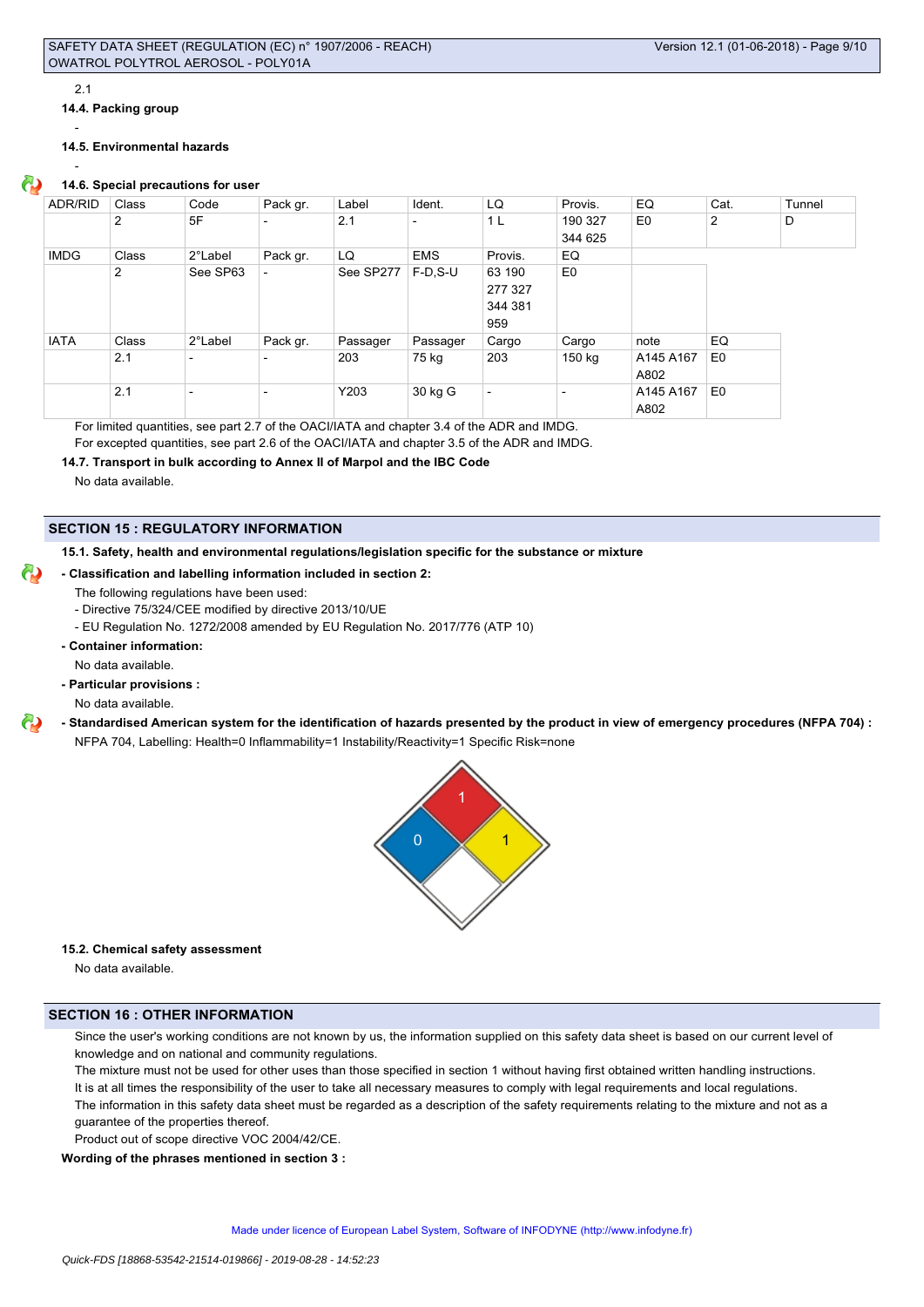2.1

**14.4. Packing group**

-

**14.5. Environmental hazards**

-

**14.6. Special precautions for user**

| ADR/RID | Class | Code | Pack gr. | Label | Ident. | LQ | Provis. | EQ | Cat. | Tunnel |
|---|---|---|---|---|---|---|---|---|---|---|
| | 2 | 5F | - | 2.1 | - | 1 L | 190 327 344 625 | E0 | 2 | D |

| IMDG | Class | 2°Label | Pack gr. | LQ | EMS | Provis. | EQ |
|---|---|---|---|---|---|---|---|
| | 2 | See SP63 | - | See SP277 | F-D,S-U | 63 190 277 327 344 381 959 | E0 |

| IATA | Class | 2°Label | Pack gr. | Passager | Passager | Cargo | Cargo | note | EQ |
|---|---|---|---|---|---|---|---|---|---|
| | 2.1 | - | - | 203 | 75 kg | 203 | 150 kg | A145 A167 A802 | E0 |
| | 2.1 | - | - | Y203 | 30 kg G | - | - | A145 A167 A802 | E0 |

For limited quantities, see part 2.7 of the OACI/IATA and chapter 3.4 of the ADR and IMDG.

For excepted quantities, see part 2.6 of the OACI/IATA and chapter 3.5 of the ADR and IMDG.

**14.7. Transport in bulk according to Annex II of Marpol and the IBC Code**

No data available.

## SECTION 15 : REGULATORY INFORMATION

**15.1. Safety, health and environmental regulations/legislation specific for the substance or mixture**

**- Classification and labelling information included in section 2:**

The following regulations have been used:

- Directive 75/324/CEE modified by directive 2013/10/UE
- EU Regulation No. 1272/2008 amended by EU Regulation No. 2017/776 (ATP 10)

**- Container information:**

No data available.

**- Particular provisions :**

No data available.

**- Standardised American system for the identification of hazards presented by the product in view of emergency procedures (NFPA 704) :**

NFPA 704, Labelling: Health=0 Inflammability=1 Instability/Reactivity=1 Specific Risk=none

**15.2. Chemical safety assessment**

No data available.

## SECTION 16 : OTHER INFORMATION

Since the user's working conditions are not known by us, the information supplied on this safety data sheet is based on our current level of knowledge and on national and community regulations.

The mixture must not be used for other uses than those specified in section 1 without having first obtained written handling instructions.

It is at all times the responsibility of the user to take all necessary measures to comply with legal requirements and local regulations.

The information in this safety data sheet must be regarded as a description of the safety requirements relating to the mixture and not as a guarantee of the properties thereof.

Product out of scope directive VOC 2004/42/CE.

**Wording of the phrases mentioned in section 3 :**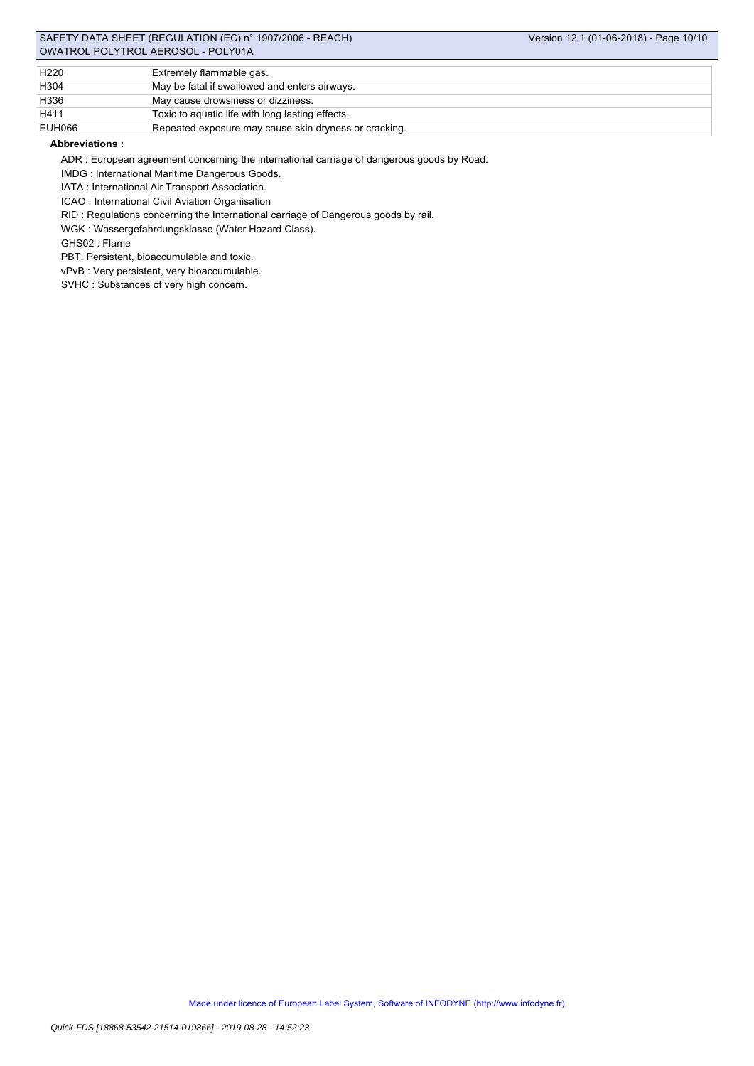| | |
|---|---|
| H220 | Extremely flammable gas. |
| H304 | May be fatal if swallowed and enters airways. |
| H336 | May cause drowsiness or dizziness. |
| H411 | Toxic to aquatic life with long lasting effects. |
| EUH066 | Repeated exposure may cause skin dryness or cracking. |

**Abbreviations :**

ADR : European agreement concerning the international carriage of dangerous goods by Road.

IMDG : International Maritime Dangerous Goods.

IATA : International Air Transport Association.

ICAO : International Civil Aviation Organisation

RID : Regulations concerning the International carriage of Dangerous goods by rail.

WGK : Wassergefahrdungsklasse (Water Hazard Class).

GHS02 : Flame

PBT: Persistent, bioaccumulable and toxic.

vPvB : Very persistent, very bioaccumulable.

SVHC : Substances of very high concern.

Made under licence of European Label System, Software of INFODYNE (http://www.infodyne.fr)

*Quick-FDS [18868-53542-21514-019866] - 2019-08-28 - 14:52:23*